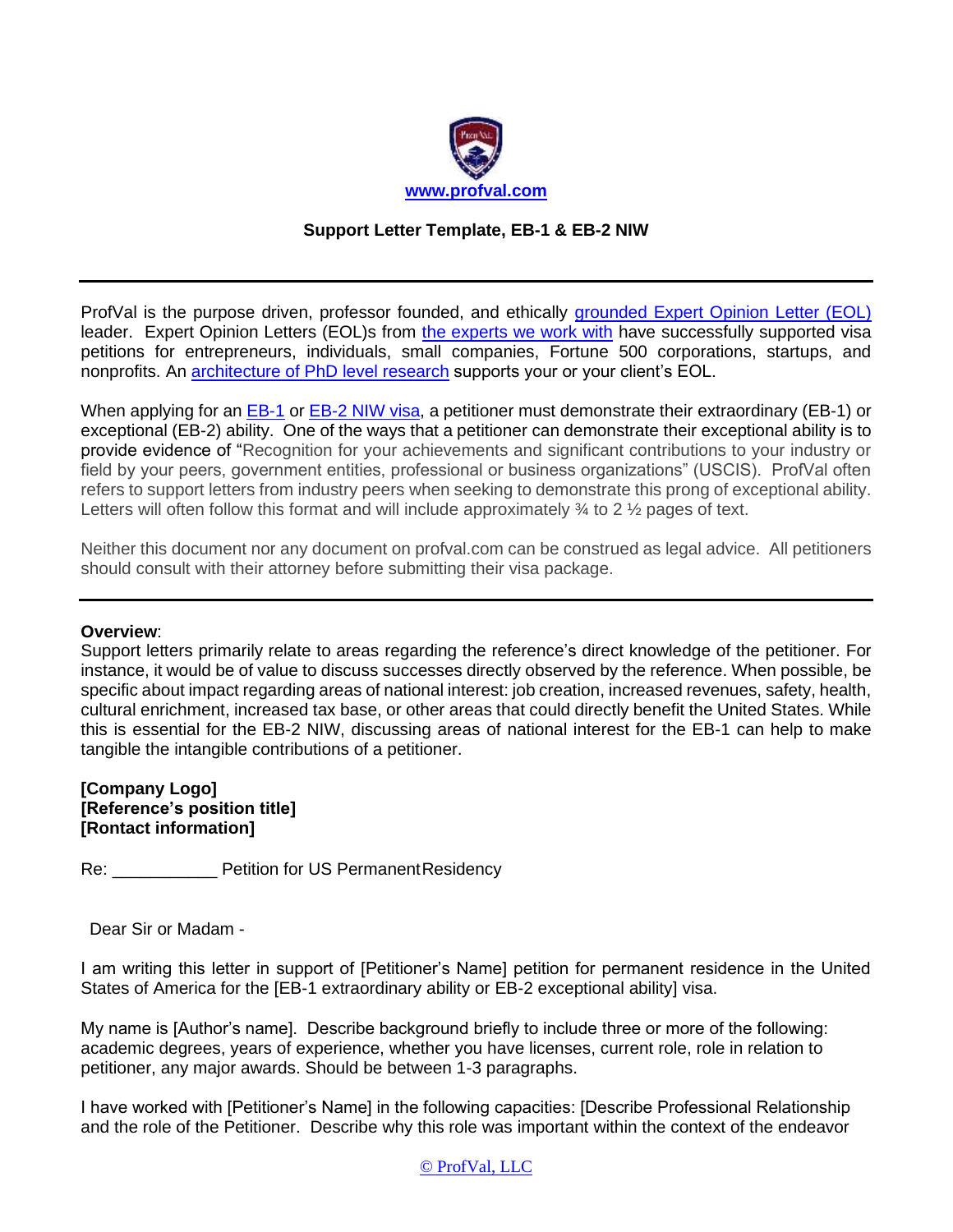www.profval.com

**Support Letter Template, EB-1 & EB-2 NIW**

---

ProfVal is the purpose driven, professor founded, and ethically grounded Expert Opinion Letter (EOL) leader. Expert Opinion Letters (EOL)s from the experts we work with have successfully supported visa petitions for entrepreneurs, individuals, small companies, Fortune 500 corporations, startups, and nonprofits. An architecture of PhD level research supports your or your client's EOL.

When applying for an EB-1 or EB-2 NIW visa, a petitioner must demonstrate their extraordinary (EB-1) or exceptional (EB-2) ability. One of the ways that a petitioner can demonstrate their exceptional ability is to provide evidence of "Recognition for your achievements and significant contributions to your industry or field by your peers, government entities, professional or business organizations" (USCIS). ProfVal often refers to support letters from industry peers when seeking to demonstrate this prong of exceptional ability. Letters will often follow this format and will include approximately ¾ to 2 ½ pages of text.

Neither this document nor any document on profval.com can be construed as legal advice. All petitioners should consult with their attorney before submitting their visa package.

---

**Overview**:
Support letters primarily relate to areas regarding the reference's direct knowledge of the petitioner. For instance, it would be of value to discuss successes directly observed by the reference. When possible, be specific about impact regarding areas of national interest: job creation, increased revenues, safety, health, cultural enrichment, increased tax base, or other areas that could directly benefit the United States. While this is essential for the EB-2 NIW, discussing areas of national interest for the EB-1 can help to make tangible the intangible contributions of a petitioner.

**[Company Logo]**
**[Reference's position title]**
**[Rontact information]**

Re: ___________ Petition for US Permanent Residency

Dear Sir or Madam -

I am writing this letter in support of [Petitioner's Name] petition for permanent residence in the United States of America for the [EB-1 extraordinary ability or EB-2 exceptional ability] visa.

My name is [Author's name]. Describe background briefly to include three or more of the following: academic degrees, years of experience, whether you have licenses, current role, role in relation to petitioner, any major awards. Should be between 1-3 paragraphs.

I have worked with [Petitioner's Name] in the following capacities: [Describe Professional Relationship and the role of the Petitioner. Describe why this role was important within the context of the endeavor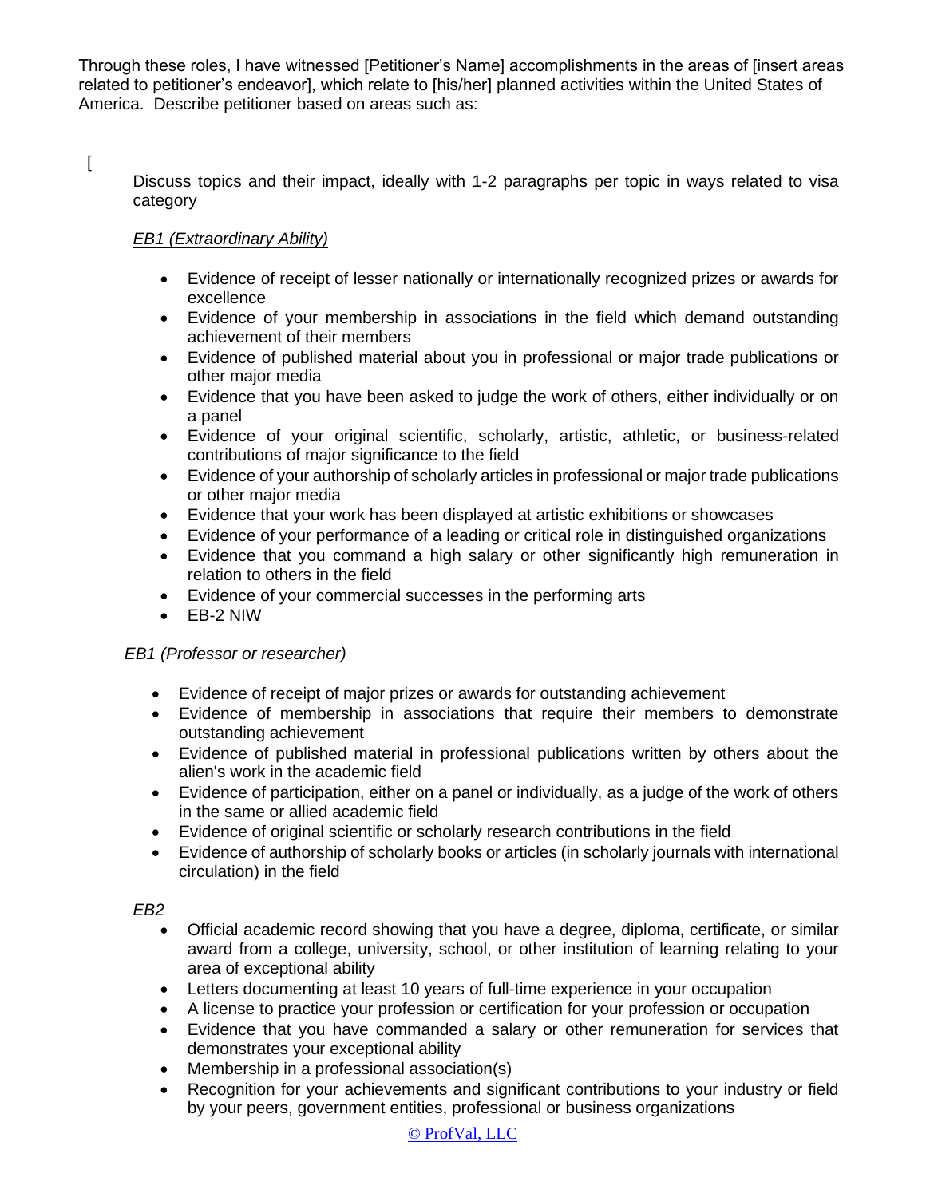Through these roles, I have witnessed [Petitioner's Name] accomplishments in the areas of [insert areas related to petitioner's endeavor], which relate to [his/her] planned activities within the United States of America. Describe petitioner based on areas such as:

[

Discuss topics and their impact, ideally with 1-2 paragraphs per topic in ways related to visa category

*EB1 (Extraordinary Ability)*

- Evidence of receipt of lesser nationally or internationally recognized prizes or awards for excellence
- Evidence of your membership in associations in the field which demand outstanding achievement of their members
- Evidence of published material about you in professional or major trade publications or other major media
- Evidence that you have been asked to judge the work of others, either individually or on a panel
- Evidence of your original scientific, scholarly, artistic, athletic, or business-related contributions of major significance to the field
- Evidence of your authorship of scholarly articles in professional or major trade publications or other major media
- Evidence that your work has been displayed at artistic exhibitions or showcases
- Evidence of your performance of a leading or critical role in distinguished organizations
- Evidence that you command a high salary or other significantly high remuneration in relation to others in the field
- Evidence of your commercial successes in the performing arts
- EB-2 NIW

*EB1 (Professor or researcher)*

- Evidence of receipt of major prizes or awards for outstanding achievement
- Evidence of membership in associations that require their members to demonstrate outstanding achievement
- Evidence of published material in professional publications written by others about the alien's work in the academic field
- Evidence of participation, either on a panel or individually, as a judge of the work of others in the same or allied academic field
- Evidence of original scientific or scholarly research contributions in the field
- Evidence of authorship of scholarly books or articles (in scholarly journals with international circulation) in the field

*EB2*

- Official academic record showing that you have a degree, diploma, certificate, or similar award from a college, university, school, or other institution of learning relating to your area of exceptional ability
- Letters documenting at least 10 years of full-time experience in your occupation
- A license to practice your profession or certification for your profession or occupation
- Evidence that you have commanded a salary or other remuneration for services that demonstrates your exceptional ability
- Membership in a professional association(s)
- Recognition for your achievements and significant contributions to your industry or field by your peers, government entities, professional or business organizations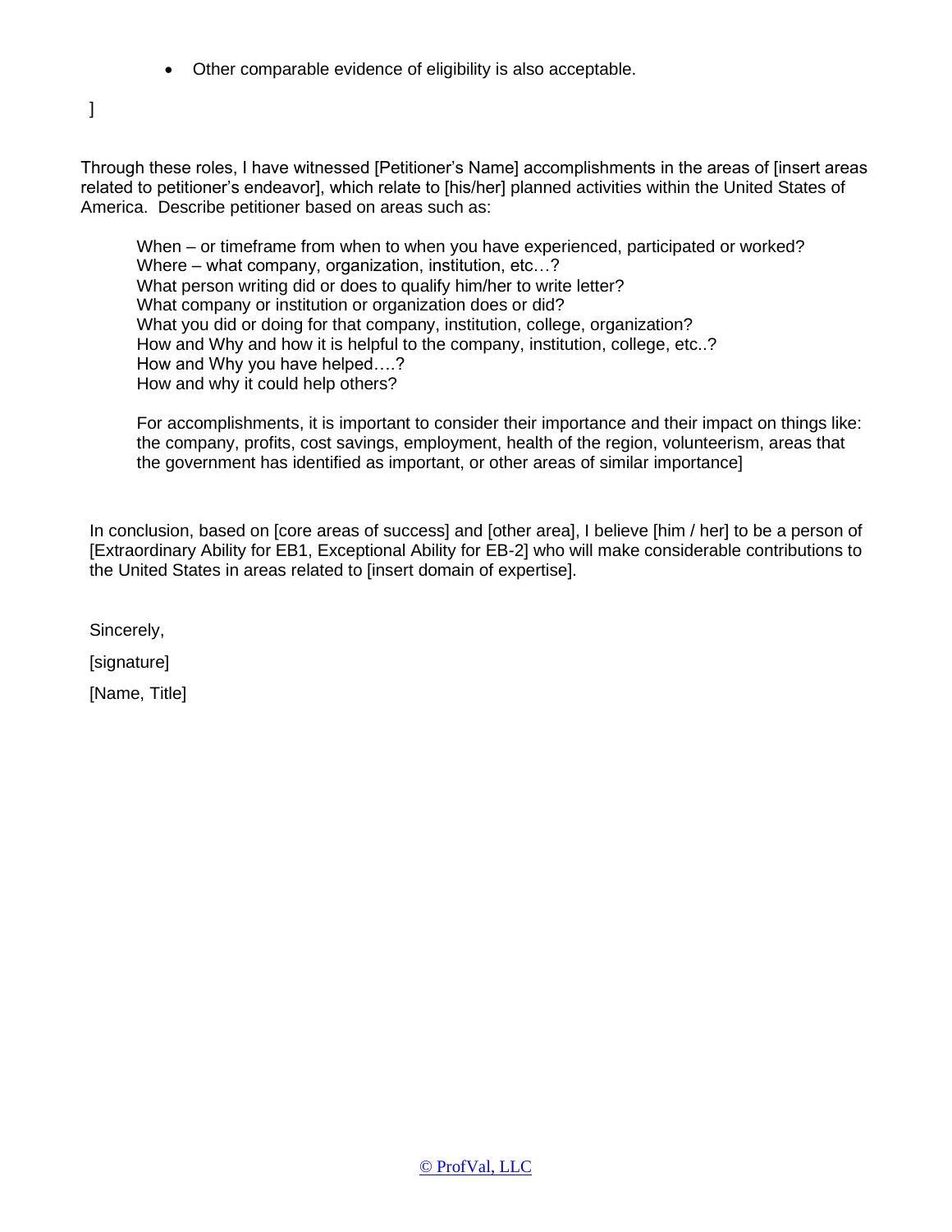- Other comparable evidence of eligibility is also acceptable.

]

Through these roles, I have witnessed [Petitioner's Name] accomplishments in the areas of [insert areas related to petitioner's endeavor], which relate to [his/her] planned activities within the United States of America. Describe petitioner based on areas such as:

When – or timeframe from when to when you have experienced, participated or worked?
Where – what company, organization, institution, etc…?
What person writing did or does to qualify him/her to write letter?
What company or institution or organization does or did?
What you did or doing for that company, institution, college, organization?
How and Why and how it is helpful to the company, institution, college, etc..?
How and Why you have helped….?
How and why it could help others?

For accomplishments, it is important to consider their importance and their impact on things like: the company, profits, cost savings, employment, health of the region, volunteerism, areas that the government has identified as important, or other areas of similar importance]

In conclusion, based on [core areas of success] and [other area], I believe [him / her] to be a person of [Extraordinary Ability for EB1, Exceptional Ability for EB-2] who will make considerable contributions to the United States in areas related to [insert domain of expertise].

Sincerely,

[signature]

[Name, Title]

© ProfVal, LLC